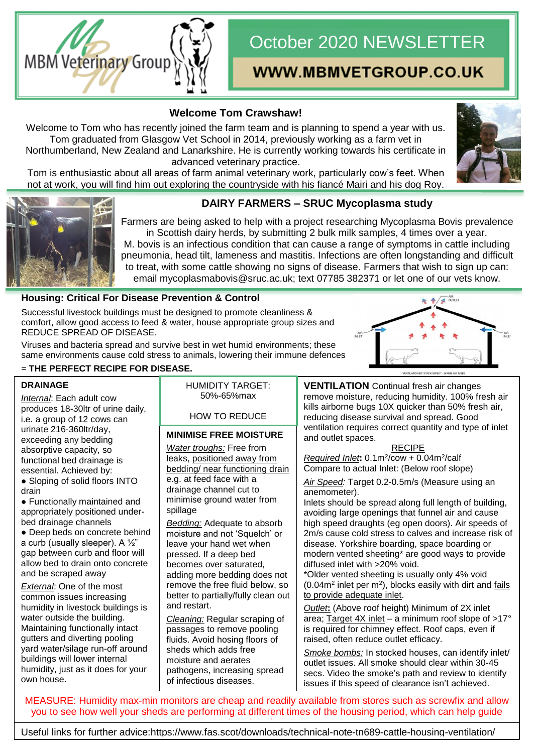# MBM Veterinary Group

## October 2020 NEWSLETTER

**WWW.MBMVETGROUP.CO.UK**

### Welcome Tom Crawshaw!

Welcome to Tom who has recently joined the farm team and is planning to spend a year with us. Tom graduated from Glasgow Vet School in 2014, previously working as a farm vet in Northumberland, New Zealand and Lanarkshire. He is currently working towards his certificate in advanced veterinary practice.

Tom is enthusiastic about all areas of farm animal veterinary work, particularly cow's feet. When not at work, you will find him out exploring the countryside with his fiancé Mairi and his dog Roy.

### DAIRY FARMERS – SRUC Mycoplasma study

Farmers are being asked to help with a project researching Mycoplasma Bovis prevalence in Scottish dairy herds, by submitting 2 bulk milk samples, 4 times over a year.

M. bovis is an infectious condition that can cause a range of symptoms in cattle including pneumonia, head tilt, lameness and mastitis. Infections are often longstanding and difficult to treat, with some cattle showing no signs of disease. Farmers that wish to sign up can: email mycoplasmabovis@sruc.ac.uk; text 07785 382371 or let one of our vets know.

### Housing: Critical For Disease Prevention & Control

Successful livestock buildings must be designed to promote cleanliness & comfort, allow good access to feed & water, house appropriate group sizes and REDUCE SPREAD OF DISEASE.

Viruses and bacteria spread and survive best in wet humid environments; these same environments cause cold stress to animals, lowering their immune defences

= **THE PERFECT RECIPE FOR DISEASE.**

AIR OUTLET · AIR INLET · AIR INLET

VENTILATION BY STACK EFFECT - WARM AIR RISES

#### DRAINAGE

*Internal*: Each adult cow produces 18-30ltr of urine daily, i.e. a group of 12 cows can urinate 216-360ltr/day, exceeding any bedding absorptive capacity, so functional bed drainage is essential. Achieved by:

- Sloping of solid floors INTO drain
- Functionally maintained and appropriately positioned under-bed drainage channels
- Deep beds on concrete behind a curb (usually sleeper). A ½" gap between curb and floor will allow bed to drain onto concrete and be scraped away

*External*: One of the most common issues increasing humidity in livestock buildings is water outside the building. Maintaining functionally intact gutters and diverting pooling yard water/silage run-off around buildings will lower internal humidity, just as it does for your own house.

HUMIDITY TARGET: 50%-65%max

HOW TO REDUCE

#### MINIMISE FREE MOISTURE

*Water troughs:* Free from leaks, positioned away from bedding/ near functioning drain e.g. at feed face with a drainage channel cut to minimise ground water from spillage

*Bedding:* Adequate to absorb moisture and not 'Squelch' or leave your hand wet when pressed. If a deep bed becomes over saturated, adding more bedding does not remove the free fluid below, so better to partially/fully clean out and restart.

*Cleaning:* Regular scraping of passages to remove pooling fluids. Avoid hosing floors of sheds which adds free moisture and aerates pathogens, increasing spread of infectious diseases.

#### VENTILATION

**VENTILATION** Continual fresh air changes remove moisture, reducing humidity. 100% fresh air kills airborne bugs 10X quicker than 50% fresh air, reducing disease survival and spread. Good ventilation requires correct quantity and type of inlet and outlet spaces.

RECIPE

*Required Inlet*: $0.1m^2$/cow + $0.04m^2$/calf
Compare to actual Inlet: (Below roof slope)

*Air Speed:* Target 0.2-0.5m/s (Measure using an anemometer).

Inlets should be spread along full length of building, avoiding large openings that funnel air and cause high speed draughts (eg open doors). Air speeds of 2m/s cause cold stress to calves and increase risk of disease. Yorkshire boarding, space boarding or modern vented sheeting* are good ways to provide diffused inlet with >20% void.

*Older vented sheeting is usually only 4% void ($0.04m^2$ inlet per $m^2$), blocks easily with dirt and fails to provide adequate inlet.

*Outlet*: (Above roof height) Minimum of 2X inlet area; Target 4X inlet – a minimum roof slope of >17° is required for chimney effect. Roof caps, even if raised, often reduce outlet efficacy.

*Smoke bombs:* In stocked houses, can identify inlet/ outlet issues. All smoke should clear within 30-45 secs. Video the smoke's path and review to identify issues if this speed of clearance isn't achieved.

MEASURE: Humidity max-min monitors are cheap and readily available from stores such as screwfix and allow you to see how well your sheds are performing at different times of the housing period, which can help guide

Useful links for further advice:https://www.fas.scot/downloads/technical-note-tn689-cattle-housing-ventilation/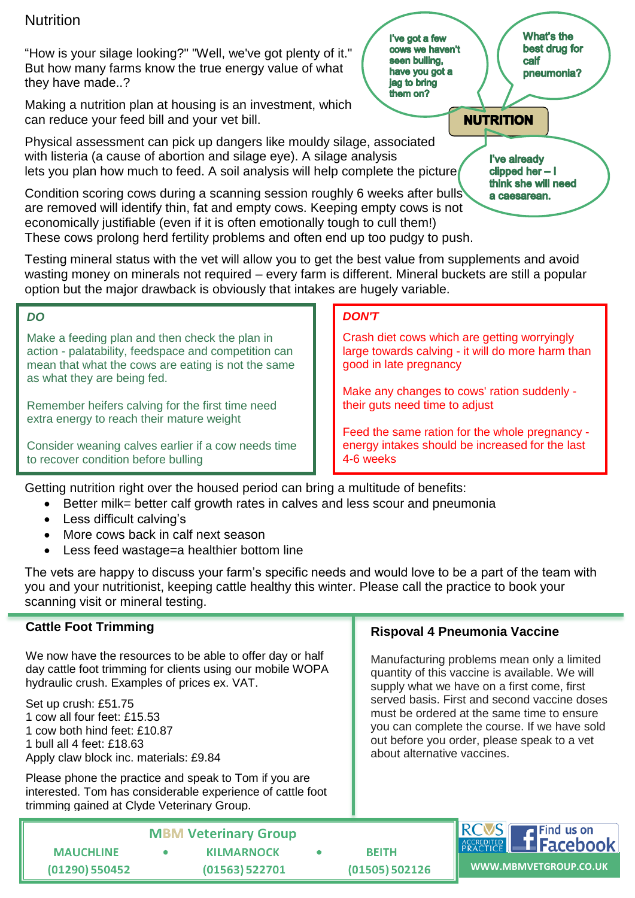## Nutrition

"How is your silage looking?" "Well, we've got plenty of it." But how many farms know the true energy value of what they have made..?

Making a nutrition plan at housing is an investment, which can reduce your feed bill and your vet bill.

I've got a few cows we haven't seen bulling, have you got a jag to bring them on?

What's the best drug for calf pneumonia?

**NUTRITION**

I've already clipped her – I think she will need a caesarean.

Physical assessment can pick up dangers like mouldy silage, associated with listeria (a cause of abortion and silage eye). A silage analysis lets you plan how much to feed. A soil analysis will help complete the picture.

Condition scoring cows during a scanning session roughly 6 weeks after bulls are removed will identify thin, fat and empty cows. Keeping empty cows is not economically justifiable (even if it is often emotionally tough to cull them!) These cows prolong herd fertility problems and often end up too pudgy to push.

Testing mineral status with the vet will allow you to get the best value from supplements and avoid wasting money on minerals not required – every farm is different. Mineral buckets are still a popular option but the major drawback is obviously that intakes are hugely variable.

*DO*

Make a feeding plan and then check the plan in action - palatability, feedspace and competition can mean that what the cows are eating is not the same as what they are being fed.

Remember heifers calving for the first time need extra energy to reach their mature weight

Consider weaning calves earlier if a cow needs time to recover condition before bulling

*DON'T*

Crash diet cows which are getting worryingly large towards calving - it will do more harm than good in late pregnancy

Make any changes to cows' ration suddenly - their guts need time to adjust

Feed the same ration for the whole pregnancy - energy intakes should be increased for the last 4-6 weeks

Getting nutrition right over the housed period can bring a multitude of benefits:

- Better milk= better calf growth rates in calves and less scour and pneumonia
- Less difficult calving's
- More cows back in calf next season
- Less feed wastage=a healthier bottom line

The vets are happy to discuss your farm's specific needs and would love to be a part of the team with you and your nutritionist, keeping cattle healthy this winter. Please call the practice to book your scanning visit or mineral testing.

## Cattle Foot Trimming

We now have the resources to be able to offer day or half day cattle foot trimming for clients using our mobile WOPA hydraulic crush. Examples of prices ex. VAT.

Set up crush: £51.75
1 cow all four feet: £15.53
1 cow both hind feet: £10.87
1 bull all 4 feet: £18.63
Apply claw block inc. materials: £9.84

Please phone the practice and speak to Tom if you are interested. Tom has considerable experience of cattle foot trimming gained at Clyde Veterinary Group.

## Rispoval 4 Pneumonia Vaccine

Manufacturing problems mean only a limited quantity of this vaccine is available. We will supply what we have on a first come, first served basis. First and second vaccine doses must be ordered at the same time to ensure you can complete the course. If we have sold out before you order, please speak to a vet about alternative vaccines.

MBM Veterinary Group

MAUCHLINE (01290) 550452 • KILMARNOCK (01563) 522701 • BEITH (01505) 502126

RCVS ACCREDITED PRACTICE — Find us on Facebook

WWW.MBMVETGROUP.CO.UK